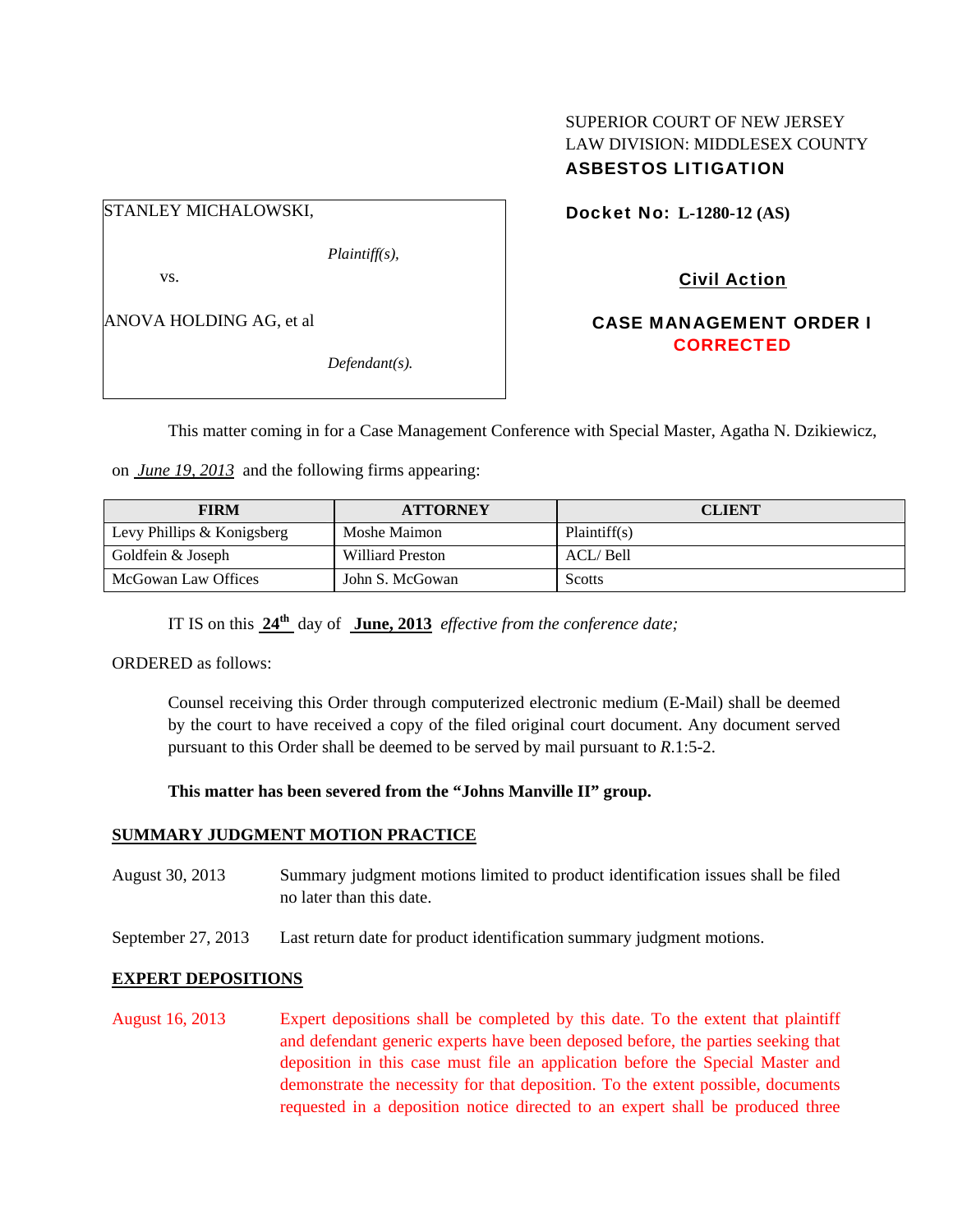SUPERIOR COURT OF NEW JERSEY
LAW DIVISION: MIDDLESEX COUNTY
**ASBESTOS LITIGATION**

STANLEY MICHALOWSKI,

*Plaintiff(s),*

vs.

ANOVA HOLDING AG, et al

*Defendant(s).*

**Docket No: L-1280-12 (AS)**

**Civil Action**

**CASE MANAGEMENT ORDER I**
**CORRECTED**

This matter coming in for a Case Management Conference with Special Master, Agatha N. Dzikiewicz, on *June 19, 2013* and the following firms appearing:

| FIRM | ATTORNEY | CLIENT |
|---|---|---|
| Levy Phillips & Konigsberg | Moshe Maimon | Plaintiff(s) |
| Goldfein & Joseph | Williard Preston | ACL/ Bell |
| McGowan Law Offices | John S. McGowan | Scotts |

IT IS on this **24th** day of **June, 2013** *effective from the conference date;*

ORDERED as follows:

Counsel receiving this Order through computerized electronic medium (E-Mail) shall be deemed by the court to have received a copy of the filed original court document. Any document served pursuant to this Order shall be deemed to be served by mail pursuant to *R*.1:5-2.

**This matter has been severed from the "Johns Manville II" group.**

**SUMMARY JUDGMENT MOTION PRACTICE**

August 30, 2013 — Summary judgment motions limited to product identification issues shall be filed no later than this date.

September 27, 2013 — Last return date for product identification summary judgment motions.

**EXPERT DEPOSITIONS**

August 16, 2013 — Expert depositions shall be completed by this date. To the extent that plaintiff and defendant generic experts have been deposed before, the parties seeking that deposition in this case must file an application before the Special Master and demonstrate the necessity for that deposition. To the extent possible, documents requested in a deposition notice directed to an expert shall be produced three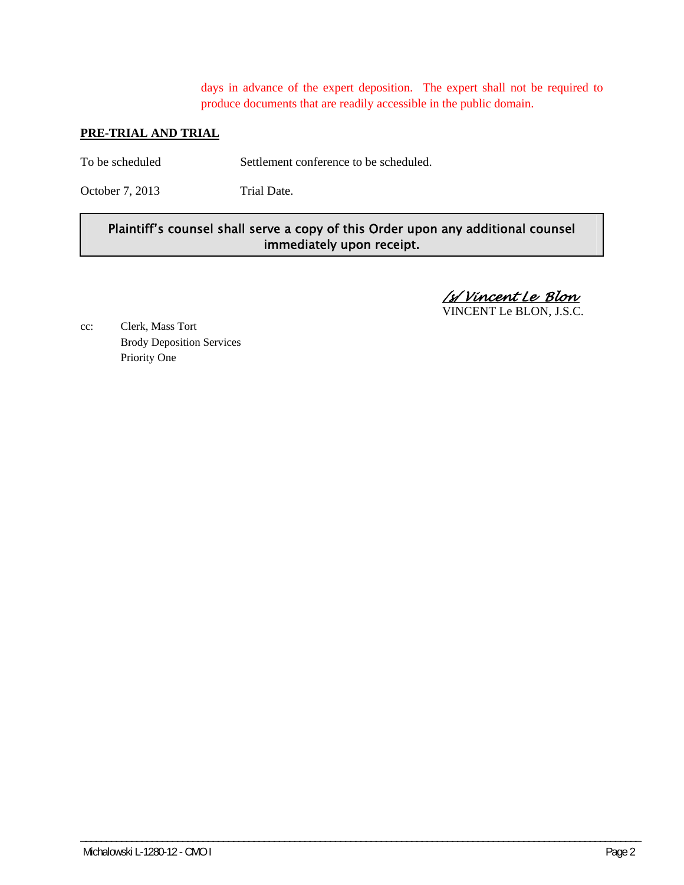days in advance of the expert deposition. The expert shall not be required to produce documents that are readily accessible in the public domain.

**PRE-TRIAL AND TRIAL**

| | |
|---|---|
| To be scheduled | Settlement conference to be scheduled. |
| October 7, 2013 | Trial Date. |

**Plaintiff's counsel shall serve a copy of this Order upon any additional counsel immediately upon receipt.**

*/s/ Vincent Le Blon*
VINCENT Le BLON, J.S.C.

cc: Clerk, Mass Tort
Brody Deposition Services
Priority One